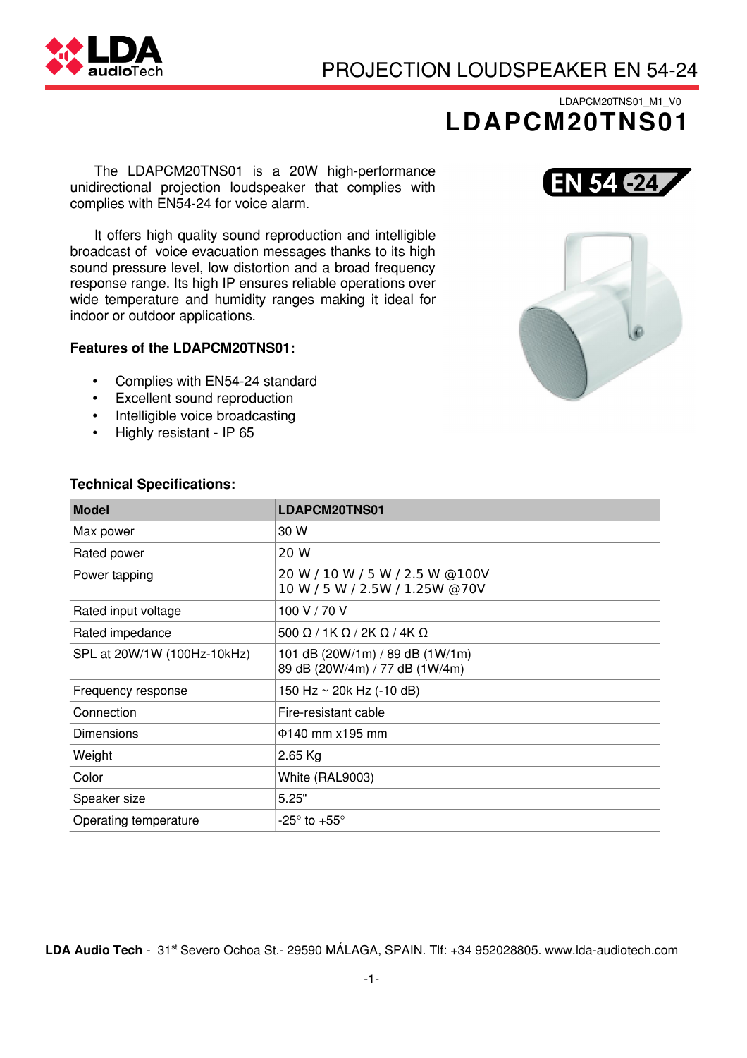# PROJECTION LOUDSPEAKER EN 54-24

LDAPCM20TNS01_M1_V0

## LDAPCM20TNS01

The LDAPCM20TNS01 is a 20W high-performance unidirectional projection loudspeaker that complies with complies with EN54-24 for voice alarm.

It offers high quality sound reproduction and intelligible broadcast of voice evacuation messages thanks to its high sound pressure level, low distortion and a broad frequency response range. Its high IP ensures reliable operations over wide temperature and humidity ranges making it ideal for indoor or outdoor applications.

**Features of the LDAPCM20TNS01:**

- Complies with EN54-24 standard
- Excellent sound reproduction
- Intelligible voice broadcasting
- Highly resistant - IP 65

**Technical Specifications:**

| Model | LDAPCM20TNS01 |
|---|---|
| Max power | 30 W |
| Rated power | 20 W |
| Power tapping | 20 W / 10 W / 5 W / 2.5 W @100V<br>10 W / 5 W / 2.5W / 1.25W @70V |
| Rated input voltage | 100 V / 70 V |
| Rated impedance | 500 Ω / 1K Ω / 2K Ω / 4K Ω |
| SPL at 20W/1W (100Hz-10kHz) | 101 dB (20W/1m) / 89 dB (1W/1m)<br>89 dB (20W/4m) / 77 dB (1W/4m) |
| Frequency response | 150 Hz ~ 20k Hz (-10 dB) |
| Connection | Fire-resistant cable |
| Dimensions | Φ140 mm x195 mm |
| Weight | 2.65 Kg |
| Color | White (RAL9003) |
| Speaker size | 5.25" |
| Operating temperature | -25° to +55° |

**LDA Audio Tech** - 31st Severo Ochoa St.- 29590 MÁLAGA, SPAIN. Tlf: +34 952028805. www.lda-audiotech.com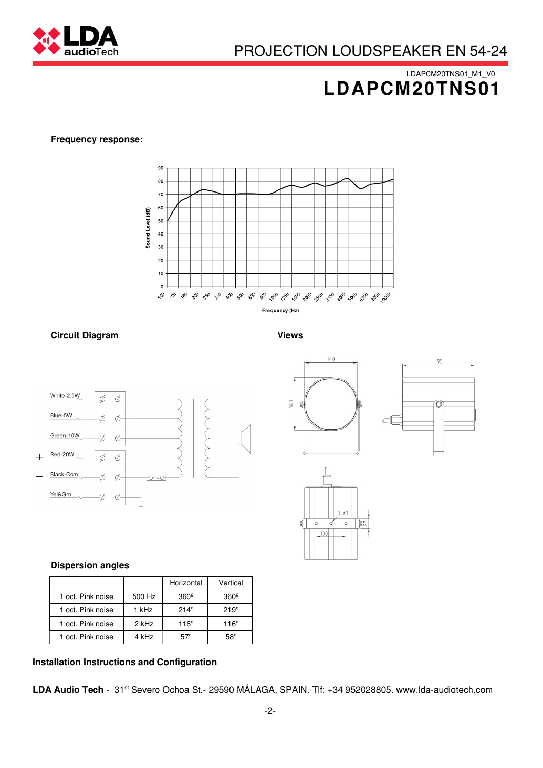LDAPCM20TNS01_M1_V0

# LDAPCM20TNS01

**Frequency response:**

**Circuit Diagram**

**Views**

**Dispersion angles**

| | | Horizontal | Vertical |
|---|---|---|---|
| 1 oct. Pink noise | 500 Hz | 360º | 360º |
| 1 oct. Pink noise | 1 kHz | 214º | 219º |
| 1 oct. Pink noise | 2 kHz | 116º | 116º |
| 1 oct. Pink noise | 4 kHz | 57º | 58º |

**Installation Instructions and Configuration**

**LDA Audio Tech** - 31[st] Severo Ochoa St.- 29590 MÁLAGA, SPAIN. Tlf: +34 952028805. www.lda-audiotech.com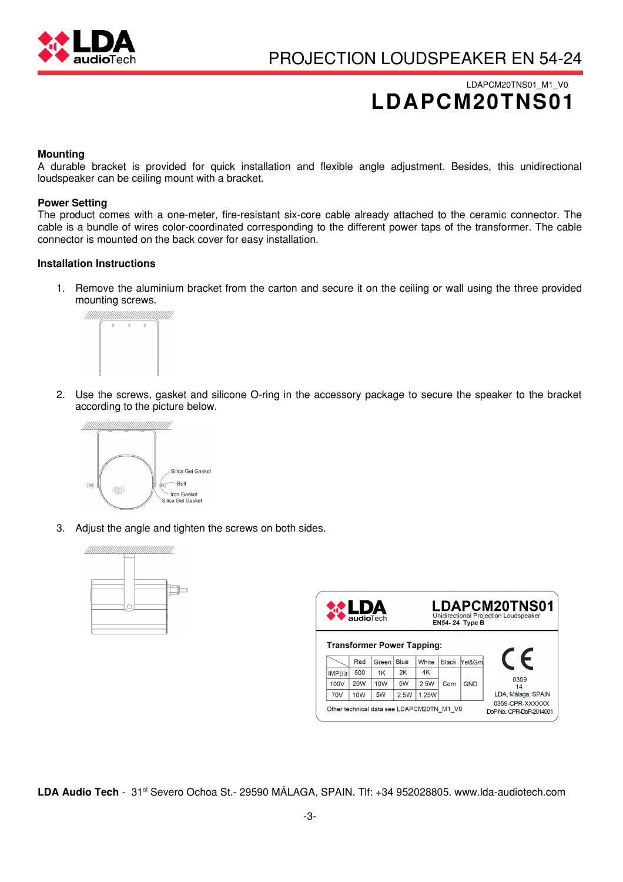LDAPCM20TNS01_M1_V0

# LDAPCM20TNS01

### Mounting

A durable bracket is provided for quick installation and flexible angle adjustment. Besides, this unidirectional loudspeaker can be ceiling mount with a bracket.

### Power Setting

The product comes with a one-meter, fire-resistant six-core cable already attached to the ceramic connector. The cable is a bundle of wires color-coordinated corresponding to the different power taps of the transformer. The cable connector is mounted on the back cover for easy installation.

### Installation Instructions

1. Remove the aluminium bracket from the carton and secure it on the ceiling or wall using the three provided mounting screws.

2. Use the screws, gasket and silicone O-ring in the accessory package to secure the speaker to the bracket according to the picture below.

Silica Gel Gasket
Bolt
Iron Gasket
Silica Gel Gasket

3. Adjust the angle and tighten the screws on both sides.

**LDAPCM20TNS01**
Unidirectional Projection Loudspeaker
**EN54- 24 Type B**

**Transformer Power Tapping:**

| | Red | Green | Blue | White | Black | Yel&Grn |
|---|---|---|---|---|---|---|
| IMP(Ω) | 500 | 1K | 2K | 4K | | |
| 100V | 20W | 10W | 5W | 2.5W | Com | GND |
| 70V | 10W | 5W | 2.5W | 1.25W | | |

Other technical data see LDAPCM20TN_M1_V0

CE
0359
14
LDA, Málaga, SPAIN
0359-CPR-XXXXXX
DoP No.: CPR-DoP-2014001

**LDA Audio Tech** - 31st Severo Ochoa St.- 29590 MÁLAGA, SPAIN. Tlf: +34 952028805. www.lda-audiotech.com